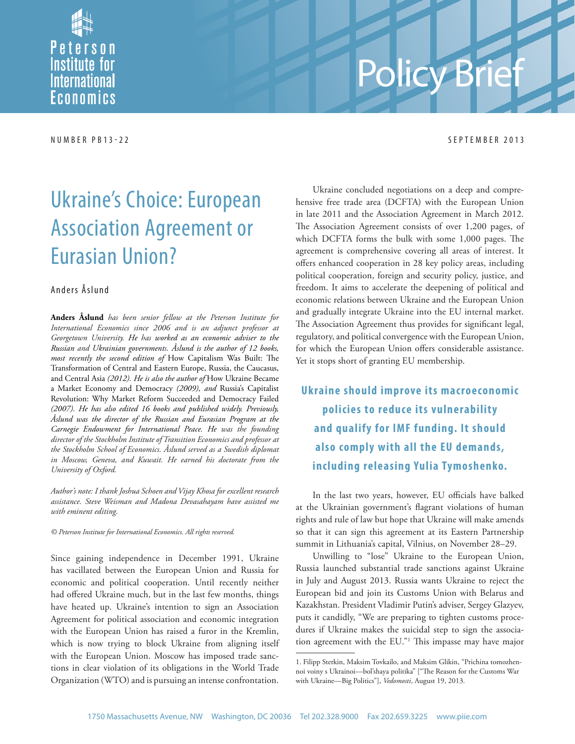Policy Brief

NUMBER PB13-22

SEPTEMBER 2013

# Ukraine's Choice: European Association Agreement or Eurasian Union?

Anders Åslund

**Anders Åslund** *has been senior fellow at the Peterson Institute for International Economics since 2006 and is an adjunct professor at Georgetown University. He has worked as an economic adviser to the Russian and Ukrainian governments. Åslund is the author of 12 books, most recently the second edition of* How Capitalism Was Built: The Transformation of Central and Eastern Europe, Russia, the Caucasus, and Central Asia *(2012). He is also the author of* How Ukraine Became a Market Economy and Democracy *(2009), and* Russia's Capitalist Revolution: Why Market Reform Succeeded and Democracy Failed *(2007). He has also edited 16 books and published widely. Previously, Åslund was the director of the Russian and Eurasian Program at the Carnegie Endowment for International Peace. He was the founding director of the Stockholm Institute of Transition Economics and professor at the Stockholm School of Economics. Åslund served as a Swedish diplomat in Moscow, Geneva, and Kuwait. He earned his doctorate from the University of Oxford.*

*Author's note: I thank Joshua Schoen and Vijay Khosa for excellent research assistance. Steve Weisman and Madona Devasahayam have assisted me with eminent editing.*

*© Peterson Institute for International Economics. All rights reserved.*

Since gaining independence in December 1991, Ukraine has vacillated between the European Union and Russia for economic and political cooperation. Until recently neither had offered Ukraine much, but in the last few months, things have heated up. Ukraine's intention to sign an Association Agreement for political association and economic integration with the European Union has raised a furor in the Kremlin, which is now trying to block Ukraine from aligning itself with the European Union. Moscow has imposed trade sanctions in clear violation of its obligations in the World Trade Organization (WTO) and is pursuing an intense confrontation.

Ukraine concluded negotiations on a deep and comprehensive free trade area (DCFTA) with the European Union in late 2011 and the Association Agreement in March 2012. The Association Agreement consists of over 1,200 pages, of which DCFTA forms the bulk with some 1,000 pages. The agreement is comprehensive covering all areas of interest. It offers enhanced cooperation in 28 key policy areas, including political cooperation, foreign and security policy, justice, and freedom. It aims to accelerate the deepening of political and economic relations between Ukraine and the European Union and gradually integrate Ukraine into the EU internal market. The Association Agreement thus provides for significant legal, regulatory, and political convergence with the European Union, for which the European Union offers considerable assistance. Yet it stops short of granting EU membership.

**Ukraine should improve its macroeconomic policies to reduce its vulnerability and qualify for IMF funding. It should also comply with all the EU demands, including releasing Yulia Tymoshenko.**

In the last two years, however, EU officials have balked at the Ukrainian government's flagrant violations of human rights and rule of law but hope that Ukraine will make amends so that it can sign this agreement at its Eastern Partnership summit in Lithuania's capital, Vilnius, on November 28–29.

Unwilling to "lose" Ukraine to the European Union, Russia launched substantial trade sanctions against Ukraine in July and August 2013. Russia wants Ukraine to reject the European bid and join its Customs Union with Belarus and Kazakhstan. President Vladimir Putin's adviser, Sergey Glazyev, puts it candidly, "We are preparing to tighten customs procedures if Ukraine makes the suicidal step to sign the association agreement with the EU."[1] This impasse may have major

1. Filipp Sterkin, Maksim Tovkailo, and Maksim Glikin, "Prichina tomozhennoi voiny s Ukrainoi—bol'shaya politika" ["The Reason for the Customs War with Ukraine—Big Politics"], *Vedomosti*, August 19, 2013.

1750 Massachusetts Avenue, NW Washington, DC 20036 Tel 202.328.9000 Fax 202.659.3225 www.piie.com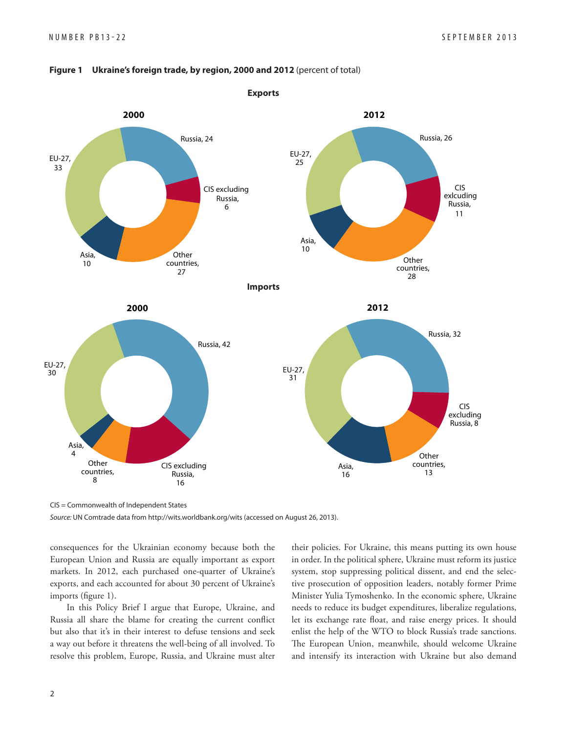**Figure 1 Ukraine's foreign trade, by region, 2000 and 2012** (percent of total)

**Exports**

| Region | 2000 | 2012 |
|---|---|---|
| Russia | 24 | 26 |
| CIS excluding Russia | 6 | 11 |
| Other countries | 27 | 28 |
| Asia | 10 | 10 |
| EU-27 | 33 | 25 |

**Imports**

| Region | 2000 | 2012 |
|---|---|---|
| Russia | 42 | 32 |
| CIS excluding Russia | 16 | 8 |
| Other countries | 8 | 13 |
| Asia | 4 | 16 |
| EU-27 | 30 | 31 |

CIS = Commonwealth of Independent States

*Source:* UN Comtrade data from http://wits.worldbank.org/wits (accessed on August 26, 2013).

consequences for the Ukrainian economy because both the European Union and Russia are equally important as export markets. In 2012, each purchased one-quarter of Ukraine's exports, and each accounted for about 30 percent of Ukraine's imports (figure 1).

In this Policy Brief I argue that Europe, Ukraine, and Russia all share the blame for creating the current conflict but also that it's in their interest to defuse tensions and seek a way out before it threatens the well-being of all involved. To resolve this problem, Europe, Russia, and Ukraine must alter their policies. For Ukraine, this means putting its own house in order. In the political sphere, Ukraine must reform its justice system, stop suppressing political dissent, and end the selective prosecution of opposition leaders, notably former Prime Minister Yulia Tymoshenko. In the economic sphere, Ukraine needs to reduce its budget expenditures, liberalize regulations, let its exchange rate float, and raise energy prices. It should enlist the help of the WTO to block Russia's trade sanctions. The European Union, meanwhile, should welcome Ukraine and intensify its interaction with Ukraine but also demand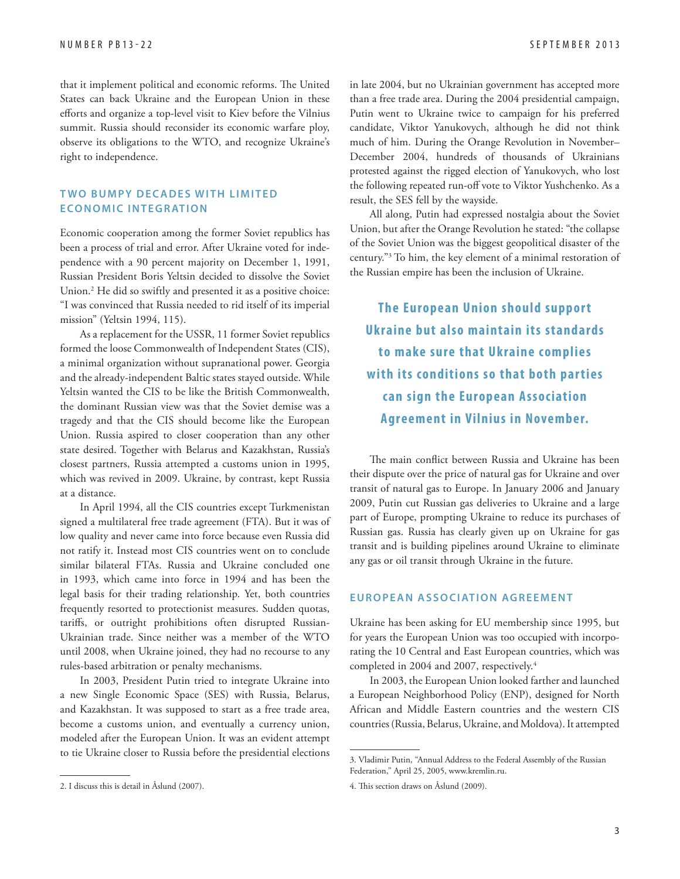that it implement political and economic reforms. The United States can back Ukraine and the European Union in these efforts and organize a top-level visit to Kiev before the Vilnius summit. Russia should reconsider its economic warfare ploy, observe its obligations to the WTO, and recognize Ukraine's right to independence.

## TWO BUMPY DECADES WITH LIMITED ECONOMIC INTEGRATION

Economic cooperation among the former Soviet republics has been a process of trial and error. After Ukraine voted for independence with a 90 percent majority on December 1, 1991, Russian President Boris Yeltsin decided to dissolve the Soviet Union.[2] He did so swiftly and presented it as a positive choice: "I was convinced that Russia needed to rid itself of its imperial mission" (Yeltsin 1994, 115).

As a replacement for the USSR, 11 former Soviet republics formed the loose Commonwealth of Independent States (CIS), a minimal organization without supranational power. Georgia and the already-independent Baltic states stayed outside. While Yeltsin wanted the CIS to be like the British Commonwealth, the dominant Russian view was that the Soviet demise was a tragedy and that the CIS should become like the European Union. Russia aspired to closer cooperation than any other state desired. Together with Belarus and Kazakhstan, Russia's closest partners, Russia attempted a customs union in 1995, which was revived in 2009. Ukraine, by contrast, kept Russia at a distance.

In April 1994, all the CIS countries except Turkmenistan signed a multilateral free trade agreement (FTA). But it was of low quality and never came into force because even Russia did not ratify it. Instead most CIS countries went on to conclude similar bilateral FTAs. Russia and Ukraine concluded one in 1993, which came into force in 1994 and has been the legal basis for their trading relationship. Yet, both countries frequently resorted to protectionist measures. Sudden quotas, tariffs, or outright prohibitions often disrupted Russian-Ukrainian trade. Since neither was a member of the WTO until 2008, when Ukraine joined, they had no recourse to any rules-based arbitration or penalty mechanisms.

In 2003, President Putin tried to integrate Ukraine into a new Single Economic Space (SES) with Russia, Belarus, and Kazakhstan. It was supposed to start as a free trade area, become a customs union, and eventually a currency union, modeled after the European Union. It was an evident attempt to tie Ukraine closer to Russia before the presidential elections in late 2004, but no Ukrainian government has accepted more than a free trade area. During the 2004 presidential campaign, Putin went to Ukraine twice to campaign for his preferred candidate, Viktor Yanukovych, although he did not think much of him. During the Orange Revolution in November–December 2004, hundreds of thousands of Ukrainians protested against the rigged election of Yanukovych, who lost the following repeated run-off vote to Viktor Yushchenko. As a result, the SES fell by the wayside.

All along, Putin had expressed nostalgia about the Soviet Union, but after the Orange Revolution he stated: "the collapse of the Soviet Union was the biggest geopolitical disaster of the century."[3] To him, the key element of a minimal restoration of the Russian empire has been the inclusion of Ukraine.

**The European Union should support Ukraine but also maintain its standards to make sure that Ukraine complies with its conditions so that both parties can sign the European Association Agreement in Vilnius in November.**

The main conflict between Russia and Ukraine has been their dispute over the price of natural gas for Ukraine and over transit of natural gas to Europe. In January 2006 and January 2009, Putin cut Russian gas deliveries to Ukraine and a large part of Europe, prompting Ukraine to reduce its purchases of Russian gas. Russia has clearly given up on Ukraine for gas transit and is building pipelines around Ukraine to eliminate any gas or oil transit through Ukraine in the future.

## EUROPEAN ASSOCIATION AGREEMENT

Ukraine has been asking for EU membership since 1995, but for years the European Union was too occupied with incorporating the 10 Central and East European countries, which was completed in 2004 and 2007, respectively.[4]

In 2003, the European Union looked farther and launched a European Neighborhood Policy (ENP), designed for North African and Middle Eastern countries and the western CIS countries (Russia, Belarus, Ukraine, and Moldova). It attempted

---

2. I discuss this is detail in Åslund (2007).

3. Vladimir Putin, "Annual Address to the Federal Assembly of the Russian Federation," April 25, 2005, www.kremlin.ru.

4. This section draws on Åslund (2009).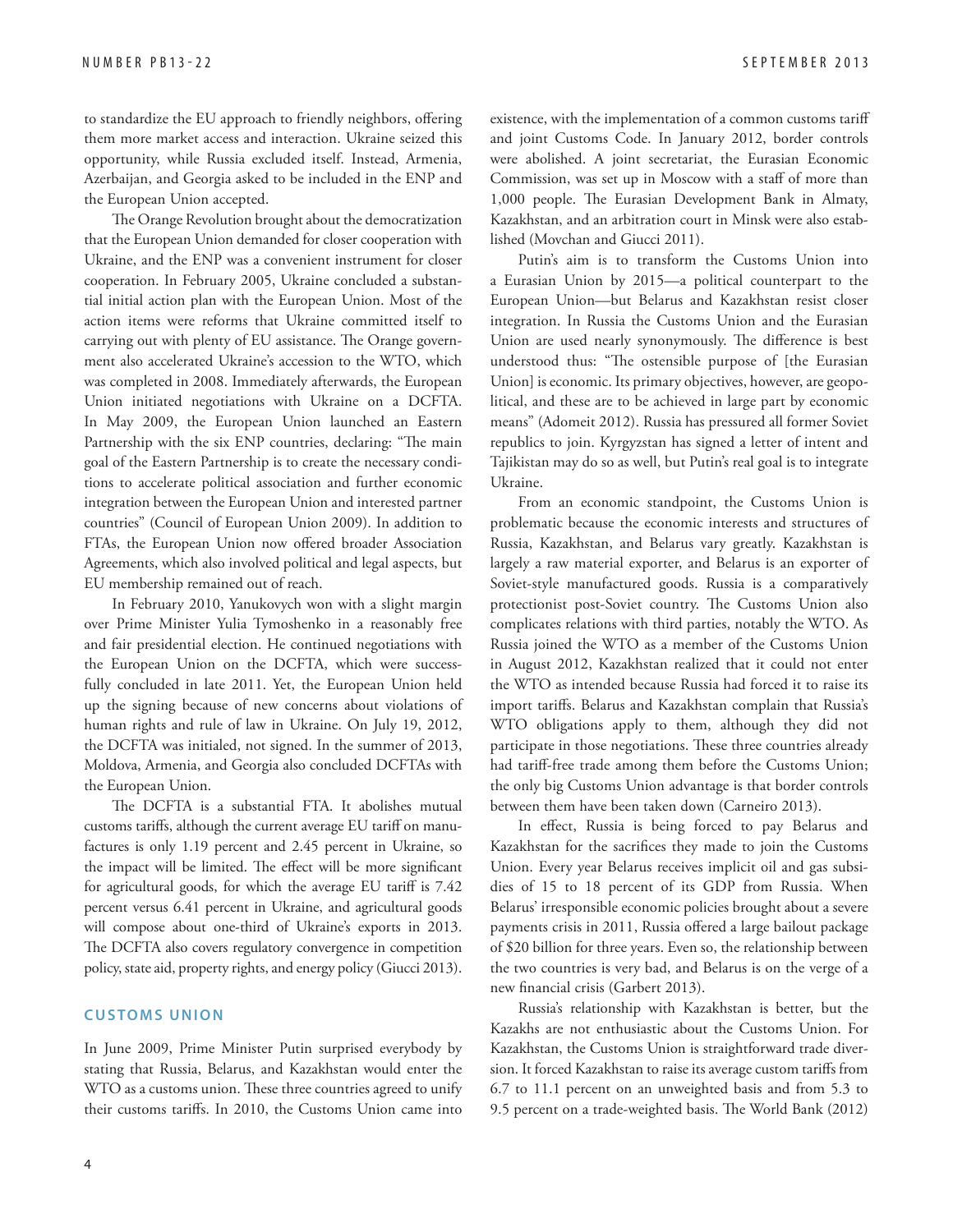to standardize the EU approach to friendly neighbors, offering them more market access and interaction. Ukraine seized this opportunity, while Russia excluded itself. Instead, Armenia, Azerbaijan, and Georgia asked to be included in the ENP and the European Union accepted.

The Orange Revolution brought about the democratization that the European Union demanded for closer cooperation with Ukraine, and the ENP was a convenient instrument for closer cooperation. In February 2005, Ukraine concluded a substantial initial action plan with the European Union. Most of the action items were reforms that Ukraine committed itself to carrying out with plenty of EU assistance. The Orange government also accelerated Ukraine's accession to the WTO, which was completed in 2008. Immediately afterwards, the European Union initiated negotiations with Ukraine on a DCFTA. In May 2009, the European Union launched an Eastern Partnership with the six ENP countries, declaring: "The main goal of the Eastern Partnership is to create the necessary conditions to accelerate political association and further economic integration between the European Union and interested partner countries" (Council of European Union 2009). In addition to FTAs, the European Union now offered broader Association Agreements, which also involved political and legal aspects, but EU membership remained out of reach.

In February 2010, Yanukovych won with a slight margin over Prime Minister Yulia Tymoshenko in a reasonably free and fair presidential election. He continued negotiations with the European Union on the DCFTA, which were successfully concluded in late 2011. Yet, the European Union held up the signing because of new concerns about violations of human rights and rule of law in Ukraine. On July 19, 2012, the DCFTA was initialed, not signed. In the summer of 2013, Moldova, Armenia, and Georgia also concluded DCFTAs with the European Union.

The DCFTA is a substantial FTA. It abolishes mutual customs tariffs, although the current average EU tariff on manufactures is only 1.19 percent and 2.45 percent in Ukraine, so the impact will be limited. The effect will be more significant for agricultural goods, for which the average EU tariff is 7.42 percent versus 6.41 percent in Ukraine, and agricultural goods will compose about one-third of Ukraine's exports in 2013. The DCFTA also covers regulatory convergence in competition policy, state aid, property rights, and energy policy (Giucci 2013).

## CUSTOMS UNION

In June 2009, Prime Minister Putin surprised everybody by stating that Russia, Belarus, and Kazakhstan would enter the WTO as a customs union. These three countries agreed to unify their customs tariffs. In 2010, the Customs Union came into existence, with the implementation of a common customs tariff and joint Customs Code. In January 2012, border controls were abolished. A joint secretariat, the Eurasian Economic Commission, was set up in Moscow with a staff of more than 1,000 people. The Eurasian Development Bank in Almaty, Kazakhstan, and an arbitration court in Minsk were also established (Movchan and Giucci 2011).

Putin's aim is to transform the Customs Union into a Eurasian Union by 2015—a political counterpart to the European Union—but Belarus and Kazakhstan resist closer integration. In Russia the Customs Union and the Eurasian Union are used nearly synonymously. The difference is best understood thus: "The ostensible purpose of [the Eurasian Union] is economic. Its primary objectives, however, are geopolitical, and these are to be achieved in large part by economic means" (Adomeit 2012). Russia has pressured all former Soviet republics to join. Kyrgyzstan has signed a letter of intent and Tajikistan may do so as well, but Putin's real goal is to integrate Ukraine.

From an economic standpoint, the Customs Union is problematic because the economic interests and structures of Russia, Kazakhstan, and Belarus vary greatly. Kazakhstan is largely a raw material exporter, and Belarus is an exporter of Soviet-style manufactured goods. Russia is a comparatively protectionist post-Soviet country. The Customs Union also complicates relations with third parties, notably the WTO. As Russia joined the WTO as a member of the Customs Union in August 2012, Kazakhstan realized that it could not enter the WTO as intended because Russia had forced it to raise its import tariffs. Belarus and Kazakhstan complain that Russia's WTO obligations apply to them, although they did not participate in those negotiations. These three countries already had tariff-free trade among them before the Customs Union; the only big Customs Union advantage is that border controls between them have been taken down (Carneiro 2013).

In effect, Russia is being forced to pay Belarus and Kazakhstan for the sacrifices they made to join the Customs Union. Every year Belarus receives implicit oil and gas subsidies of 15 to 18 percent of its GDP from Russia. When Belarus' irresponsible economic policies brought about a severe payments crisis in 2011, Russia offered a large bailout package of $20 billion for three years. Even so, the relationship between the two countries is very bad, and Belarus is on the verge of a new financial crisis (Garbert 2013).

Russia's relationship with Kazakhstan is better, but the Kazakhs are not enthusiastic about the Customs Union. For Kazakhstan, the Customs Union is straightforward trade diversion. It forced Kazakhstan to raise its average custom tariffs from 6.7 to 11.1 percent on an unweighted basis and from 5.3 to 9.5 percent on a trade-weighted basis. The World Bank (2012)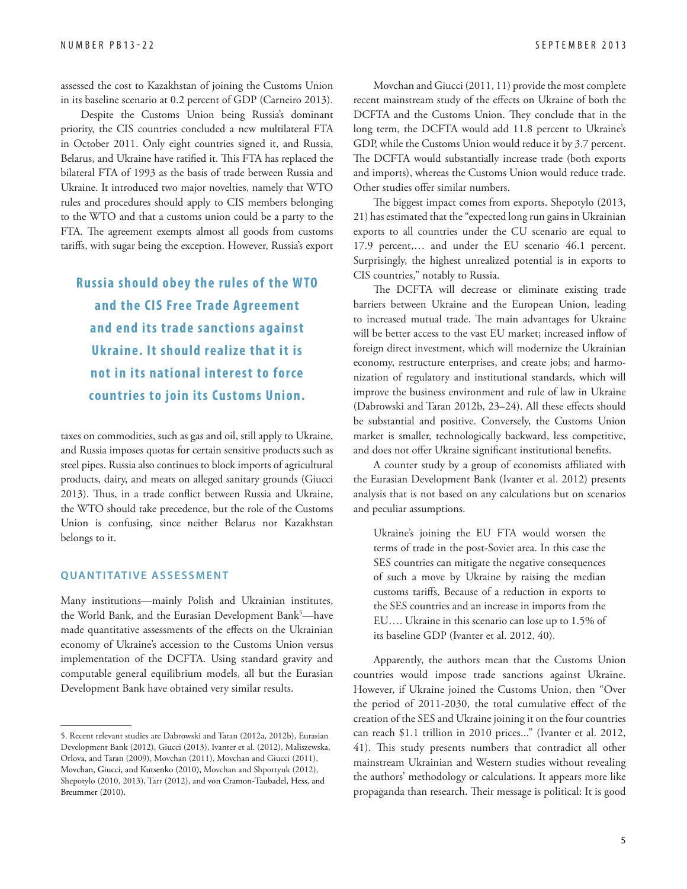assessed the cost to Kazakhstan of joining the Customs Union in its baseline scenario at 0.2 percent of GDP (Carneiro 2013).

Despite the Customs Union being Russia's dominant priority, the CIS countries concluded a new multilateral FTA in October 2011. Only eight countries signed it, and Russia, Belarus, and Ukraine have ratified it. This FTA has replaced the bilateral FTA of 1993 as the basis of trade between Russia and Ukraine. It introduced two major novelties, namely that WTO rules and procedures should apply to CIS members belonging to the WTO and that a customs union could be a party to the FTA. The agreement exempts almost all goods from customs tariffs, with sugar being the exception. However, Russia's export taxes on commodities, such as gas and oil, still apply to Ukraine, and Russia imposes quotas for certain sensitive products such as steel pipes. Russia also continues to block imports of agricultural products, dairy, and meats on alleged sanitary grounds (Giucci 2013). Thus, in a trade conflict between Russia and Ukraine, the WTO should take precedence, but the role of the Customs Union is confusing, since neither Belarus nor Kazakhstan belongs to it.

> **Russia should obey the rules of the WTO and the CIS Free Trade Agreement and end its trade sanctions against Ukraine. It should realize that it is not in its national interest to force countries to join its Customs Union.**

## QUANTITATIVE ASSESSMENT

Many institutions—mainly Polish and Ukrainian institutes, the World Bank, and the Eurasian Development Bank[5]—have made quantitative assessments of the effects on the Ukrainian economy of Ukraine's accession to the Customs Union versus implementation of the DCFTA. Using standard gravity and computable general equilibrium models, all but the Eurasian Development Bank have obtained very similar results.

Movchan and Giucci (2011, 11) provide the most complete recent mainstream study of the effects on Ukraine of both the DCFTA and the Customs Union. They conclude that in the long term, the DCFTA would add 11.8 percent to Ukraine's GDP, while the Customs Union would reduce it by 3.7 percent. The DCFTA would substantially increase trade (both exports and imports), whereas the Customs Union would reduce trade. Other studies offer similar numbers.

The biggest impact comes from exports. Shepotylo (2013, 21) has estimated that the "expected long run gains in Ukrainian exports to all countries under the CU scenario are equal to 17.9 percent,… and under the EU scenario 46.1 percent. Surprisingly, the highest unrealized potential is in exports to CIS countries," notably to Russia.

The DCFTA will decrease or eliminate existing trade barriers between Ukraine and the European Union, leading to increased mutual trade. The main advantages for Ukraine will be better access to the vast EU market; increased inflow of foreign direct investment, which will modernize the Ukrainian economy, restructure enterprises, and create jobs; and harmonization of regulatory and institutional standards, which will improve the business environment and rule of law in Ukraine (Dabrowski and Taran 2012b, 23–24). All these effects should be substantial and positive. Conversely, the Customs Union market is smaller, technologically backward, less competitive, and does not offer Ukraine significant institutional benefits.

A counter study by a group of economists affiliated with the Eurasian Development Bank (Ivanter et al. 2012) presents analysis that is not based on any calculations but on scenarios and peculiar assumptions.

> Ukraine's joining the EU FTA would worsen the terms of trade in the post-Soviet area. In this case the SES countries can mitigate the negative consequences of such a move by Ukraine by raising the median customs tariffs, Because of a reduction in exports to the SES countries and an increase in imports from the EU…. Ukraine in this scenario can lose up to 1.5% of its baseline GDP (Ivanter et al. 2012, 40).

Apparently, the authors mean that the Customs Union countries would impose trade sanctions against Ukraine. However, if Ukraine joined the Customs Union, then "Over the period of 2011-2030, the total cumulative effect of the creation of the SES and Ukraine joining it on the four countries can reach $1.1 trillion in 2010 prices..." (Ivanter et al. 2012, 41). This study presents numbers that contradict all other mainstream Ukrainian and Western studies without revealing the authors' methodology or calculations. It appears more like propaganda than research. Their message is political: It is good

---

5. Recent relevant studies are Dabrowski and Taran (2012a, 2012b), Eurasian Development Bank (2012), Giucci (2013), Ivanter et al. (2012), Maliszewska, Orlova, and Taran (2009), Movchan (2011), Movchan and Giucci (2011), Movchan, Giucci, and Kutsenko (2010), Movchan and Shportyuk (2012), Shepotylo (2010, 2013), Tarr (2012), and von Cramon-Taubadel, Hess, and Breummer (2010).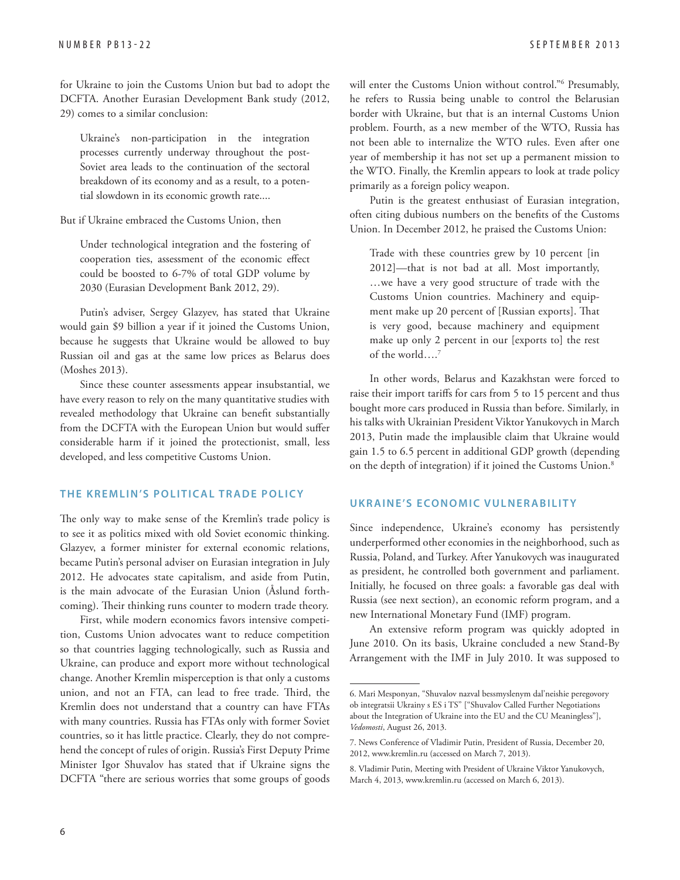for Ukraine to join the Customs Union but bad to adopt the DCFTA. Another Eurasian Development Bank study (2012, 29) comes to a similar conclusion:

> Ukraine's non-participation in the integration processes currently underway throughout the post-Soviet area leads to the continuation of the sectoral breakdown of its economy and as a result, to a potential slowdown in its economic growth rate....

But if Ukraine embraced the Customs Union, then

> Under technological integration and the fostering of cooperation ties, assessment of the economic effect could be boosted to 6-7% of total GDP volume by 2030 (Eurasian Development Bank 2012, 29).

Putin's adviser, Sergey Glazyev, has stated that Ukraine would gain $9 billion a year if it joined the Customs Union, because he suggests that Ukraine would be allowed to buy Russian oil and gas at the same low prices as Belarus does (Moshes 2013).

Since these counter assessments appear insubstantial, we have every reason to rely on the many quantitative studies with revealed methodology that Ukraine can benefit substantially from the DCFTA with the European Union but would suffer considerable harm if it joined the protectionist, small, less developed, and less competitive Customs Union.

## THE KREMLIN'S POLITICAL TRADE POLICY

The only way to make sense of the Kremlin's trade policy is to see it as politics mixed with old Soviet economic thinking. Glazyev, a former minister for external economic relations, became Putin's personal adviser on Eurasian integration in July 2012. He advocates state capitalism, and aside from Putin, is the main advocate of the Eurasian Union (Åslund forthcoming). Their thinking runs counter to modern trade theory.

First, while modern economics favors intensive competition, Customs Union advocates want to reduce competition so that countries lagging technologically, such as Russia and Ukraine, can produce and export more without technological change. Another Kremlin misperception is that only a customs union, and not an FTA, can lead to free trade. Third, the Kremlin does not understand that a country can have FTAs with many countries. Russia has FTAs only with former Soviet countries, so it has little practice. Clearly, they do not comprehend the concept of rules of origin. Russia's First Deputy Prime Minister Igor Shuvalov has stated that if Ukraine signs the DCFTA "there are serious worries that some groups of goods will enter the Customs Union without control."[6] Presumably, he refers to Russia being unable to control the Belarusian border with Ukraine, but that is an internal Customs Union problem. Fourth, as a new member of the WTO, Russia has not been able to internalize the WTO rules. Even after one year of membership it has not set up a permanent mission to the WTO. Finally, the Kremlin appears to look at trade policy primarily as a foreign policy weapon.

Putin is the greatest enthusiast of Eurasian integration, often citing dubious numbers on the benefits of the Customs Union. In December 2012, he praised the Customs Union:

> Trade with these countries grew by 10 percent [in 2012]—that is not bad at all. Most importantly, …we have a very good structure of trade with the Customs Union countries. Machinery and equipment make up 20 percent of [Russian exports]. That is very good, because machinery and equipment make up only 2 percent in our [exports to] the rest of the world….[7]

In other words, Belarus and Kazakhstan were forced to raise their import tariffs for cars from 5 to 15 percent and thus bought more cars produced in Russia than before. Similarly, in his talks with Ukrainian President Viktor Yanukovych in March 2013, Putin made the implausible claim that Ukraine would gain 1.5 to 6.5 percent in additional GDP growth (depending on the depth of integration) if it joined the Customs Union.[8]

## UKRAINE'S ECONOMIC VULNERABILITY

Since independence, Ukraine's economy has persistently underperformed other economies in the neighborhood, such as Russia, Poland, and Turkey. After Yanukovych was inaugurated as president, he controlled both government and parliament. Initially, he focused on three goals: a favorable gas deal with Russia (see next section), an economic reform program, and a new International Monetary Fund (IMF) program.

An extensive reform program was quickly adopted in June 2010. On its basis, Ukraine concluded a new Stand-By Arrangement with the IMF in July 2010. It was supposed to

---

6. Mari Mesponyan, "Shuvalov nazval bessmyslenym dal'neishie peregovory ob integratsii Ukrainy s ES i TS" ["Shuvalov Called Further Negotiations about the Integration of Ukraine into the EU and the CU Meaningless"], *Vedomosti*, August 26, 2013.

7. News Conference of Vladimir Putin, President of Russia, December 20, 2012, www.kremlin.ru (accessed on March 7, 2013).

8. Vladimir Putin, Meeting with President of Ukraine Viktor Yanukovych, March 4, 2013, www.kremlin.ru (accessed on March 6, 2013).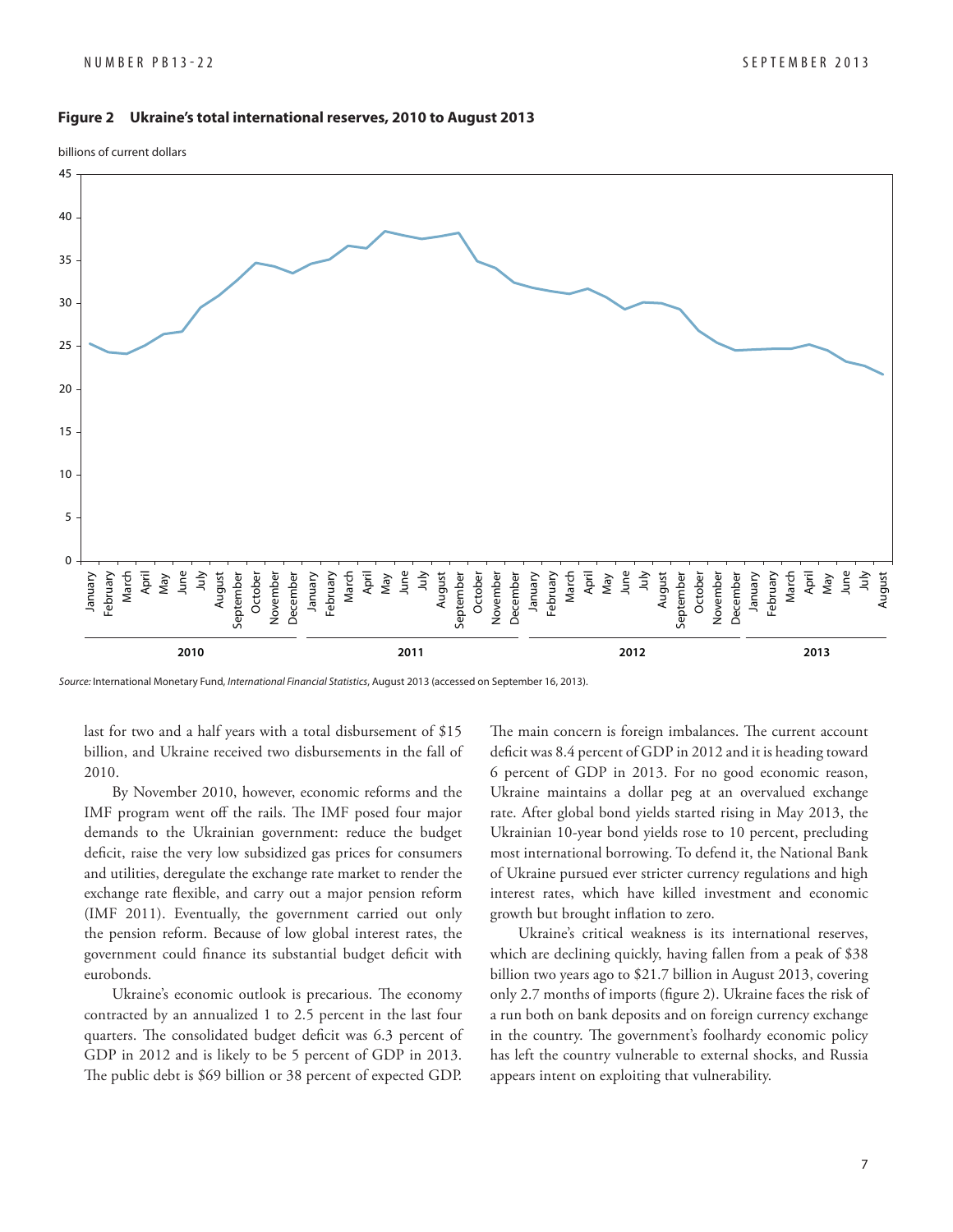**Figure 2 Ukraine's total international reserves, 2010 to August 2013**

*Source:* International Monetary Fund, *International Financial Statistics*, August 2013 (accessed on September 16, 2013).

last for two and a half years with a total disbursement of $15 billion, and Ukraine received two disbursements in the fall of 2010.

By November 2010, however, economic reforms and the IMF program went off the rails. The IMF posed four major demands to the Ukrainian government: reduce the budget deficit, raise the very low subsidized gas prices for consumers and utilities, deregulate the exchange rate market to render the exchange rate flexible, and carry out a major pension reform (IMF 2011). Eventually, the government carried out only the pension reform. Because of low global interest rates, the government could finance its substantial budget deficit with eurobonds.

Ukraine's economic outlook is precarious. The economy contracted by an annualized 1 to 2.5 percent in the last four quarters. The consolidated budget deficit was 6.3 percent of GDP in 2012 and is likely to be 5 percent of GDP in 2013. The public debt is $69 billion or 38 percent of expected GDP.

The main concern is foreign imbalances. The current account deficit was 8.4 percent of GDP in 2012 and it is heading toward 6 percent of GDP in 2013. For no good economic reason, Ukraine maintains a dollar peg at an overvalued exchange rate. After global bond yields started rising in May 2013, the Ukrainian 10-year bond yields rose to 10 percent, precluding most international borrowing. To defend it, the National Bank of Ukraine pursued ever stricter currency regulations and high interest rates, which have killed investment and economic growth but brought inflation to zero.

Ukraine's critical weakness is its international reserves, which are declining quickly, having fallen from a peak of $38 billion two years ago to $21.7 billion in August 2013, covering only 2.7 months of imports (figure 2). Ukraine faces the risk of a run both on bank deposits and on foreign currency exchange in the country. The government's foolhardy economic policy has left the country vulnerable to external shocks, and Russia appears intent on exploiting that vulnerability.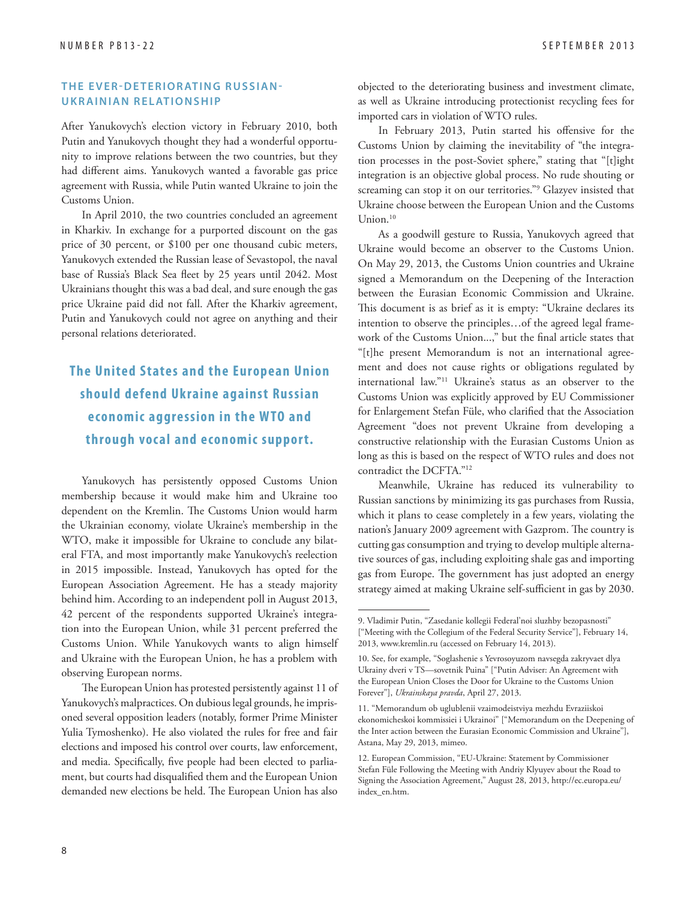## THE EVER-DETERIORATING RUSSIAN-UKRAINIAN RELATIONSHIP

After Yanukovych's election victory in February 2010, both Putin and Yanukovych thought they had a wonderful opportunity to improve relations between the two countries, but they had different aims. Yanukovych wanted a favorable gas price agreement with Russia, while Putin wanted Ukraine to join the Customs Union.

In April 2010, the two countries concluded an agreement in Kharkiv. In exchange for a purported discount on the gas price of 30 percent, or $100 per one thousand cubic meters, Yanukovych extended the Russian lease of Sevastopol, the naval base of Russia's Black Sea fleet by 25 years until 2042. Most Ukrainians thought this was a bad deal, and sure enough the gas price Ukraine paid did not fall. After the Kharkiv agreement, Putin and Yanukovych could not agree on anything and their personal relations deteriorated.

**The United States and the European Union should defend Ukraine against Russian economic aggression in the WTO and through vocal and economic support.**

Yanukovych has persistently opposed Customs Union membership because it would make him and Ukraine too dependent on the Kremlin. The Customs Union would harm the Ukrainian economy, violate Ukraine's membership in the WTO, make it impossible for Ukraine to conclude any bilateral FTA, and most importantly make Yanukovych's reelection in 2015 impossible. Instead, Yanukovych has opted for the European Association Agreement. He has a steady majority behind him. According to an independent poll in August 2013, 42 percent of the respondents supported Ukraine's integration into the European Union, while 31 percent preferred the Customs Union. While Yanukovych wants to align himself and Ukraine with the European Union, he has a problem with observing European norms.

The European Union has protested persistently against 11 of Yanukovych's malpractices. On dubious legal grounds, he imprisoned several opposition leaders (notably, former Prime Minister Yulia Tymoshenko). He also violated the rules for free and fair elections and imposed his control over courts, law enforcement, and media. Specifically, five people had been elected to parliament, but courts had disqualified them and the European Union demanded new elections be held. The European Union has also objected to the deteriorating business and investment climate, as well as Ukraine introducing protectionist recycling fees for imported cars in violation of WTO rules.

In February 2013, Putin started his offensive for the Customs Union by claiming the inevitability of "the integration processes in the post-Soviet sphere," stating that "[t]ight integration is an objective global process. No rude shouting or screaming can stop it on our territories."[9] Glazyev insisted that Ukraine choose between the European Union and the Customs Union.[10]

As a goodwill gesture to Russia, Yanukovych agreed that Ukraine would become an observer to the Customs Union. On May 29, 2013, the Customs Union countries and Ukraine signed a Memorandum on the Deepening of the Interaction between the Eurasian Economic Commission and Ukraine. This document is as brief as it is empty: "Ukraine declares its intention to observe the principles…of the agreed legal framework of the Customs Union...," but the final article states that "[t]he present Memorandum is not an international agreement and does not cause rights or obligations regulated by international law."[11] Ukraine's status as an observer to the Customs Union was explicitly approved by EU Commissioner for Enlargement Stefan Füle, who clarified that the Association Agreement "does not prevent Ukraine from developing a constructive relationship with the Eurasian Customs Union as long as this is based on the respect of WTO rules and does not contradict the DCFTA."[12]

Meanwhile, Ukraine has reduced its vulnerability to Russian sanctions by minimizing its gas purchases from Russia, which it plans to cease completely in a few years, violating the nation's January 2009 agreement with Gazprom. The country is cutting gas consumption and trying to develop multiple alternative sources of gas, including exploiting shale gas and importing gas from Europe. The government has just adopted an energy strategy aimed at making Ukraine self-sufficient in gas by 2030.

---

9. Vladimir Putin, "Zasedanie kollegii Federal'noi sluzhby bezopasnosti" ["Meeting with the Collegium of the Federal Security Service"], February 14, 2013, www.kremlin.ru (accessed on February 14, 2013).

10. See, for example, "Soglashenie s Yevrosoyuzom navsegda zakryvaet dlya Ukrainy dveri v TS—sovetnik Puina" ["Putin Adviser: An Agreement with the European Union Closes the Door for Ukraine to the Customs Union Forever"], *Ukrainskaya pravda*, April 27, 2013.

11. "Memorandum ob uglublenii vzaimodeistviya mezhdu Evraziiskoi ekonomicheskoi kommissiei i Ukrainoi" ["Memorandum on the Deepening of the Inter action between the Eurasian Economic Commission and Ukraine"], Astana, May 29, 2013, mimeo.

12. European Commission, "EU-Ukraine: Statement by Commissioner Stefan Füle Following the Meeting with Andriy Klyuyev about the Road to Signing the Association Agreement," August 28, 2013, http://ec.europa.eu/index_en.htm.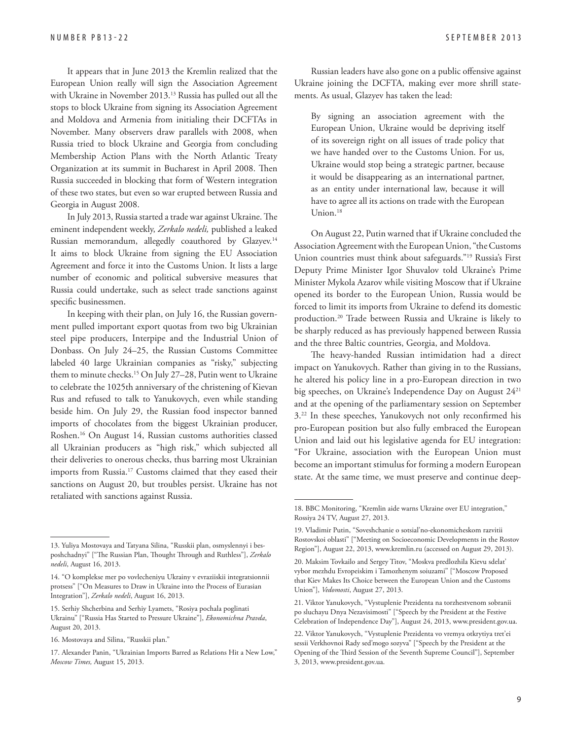It appears that in June 2013 the Kremlin realized that the European Union really will sign the Association Agreement with Ukraine in November 2013.[13] Russia has pulled out all the stops to block Ukraine from signing its Association Agreement and Moldova and Armenia from initialing their DCFTAs in November. Many observers draw parallels with 2008, when Russia tried to block Ukraine and Georgia from concluding Membership Action Plans with the North Atlantic Treaty Organization at its summit in Bucharest in April 2008. Then Russia succeeded in blocking that form of Western integration of these two states, but even so war erupted between Russia and Georgia in August 2008.

In July 2013, Russia started a trade war against Ukraine. The eminent independent weekly, *Zerkalo nedeli,* published a leaked Russian memorandum, allegedly coauthored by Glazyev.[14] It aims to block Ukraine from signing the EU Association Agreement and force it into the Customs Union. It lists a large number of economic and political subversive measures that Russia could undertake, such as select trade sanctions against specific businessmen.

In keeping with their plan, on July 16, the Russian government pulled important export quotas from two big Ukrainian steel pipe producers, Interpipe and the Industrial Union of Donbass. On July 24–25, the Russian Customs Committee labeled 40 large Ukrainian companies as "risky," subjecting them to minute checks.[15] On July 27–28, Putin went to Ukraine to celebrate the 1025th anniversary of the christening of Kievan Rus and refused to talk to Yanukovych, even while standing beside him. On July 29, the Russian food inspector banned imports of chocolates from the biggest Ukrainian producer, Roshen.[16] On August 14, Russian customs authorities classed all Ukrainian producers as "high risk," which subjected all their deliveries to onerous checks, thus barring most Ukrainian imports from Russia.[17] Customs claimed that they eased their sanctions on August 20, but troubles persist. Ukraine has not retaliated with sanctions against Russia.

Russian leaders have also gone on a public offensive against Ukraine joining the DCFTA, making ever more shrill statements. As usual, Glazyev has taken the lead:

> By signing an association agreement with the European Union, Ukraine would be depriving itself of its sovereign right on all issues of trade policy that we have handed over to the Customs Union. For us, Ukraine would stop being a strategic partner, because it would be disappearing as an international partner, as an entity under international law, because it will have to agree all its actions on trade with the European Union.[18]

On August 22, Putin warned that if Ukraine concluded the Association Agreement with the European Union, "the Customs Union countries must think about safeguards."[19] Russia's First Deputy Prime Minister Igor Shuvalov told Ukraine's Prime Minister Mykola Azarov while visiting Moscow that if Ukraine opened its border to the European Union, Russia would be forced to limit its imports from Ukraine to defend its domestic production.[20] Trade between Russia and Ukraine is likely to be sharply reduced as has previously happened between Russia and the three Baltic countries, Georgia, and Moldova.

The heavy-handed Russian intimidation had a direct impact on Yanukovych. Rather than giving in to the Russians, he altered his policy line in a pro-European direction in two big speeches, on Ukraine's Independence Day on August 24[21] and at the opening of the parliamentary session on September 3.[22] In these speeches, Yanukovych not only reconfirmed his pro-European position but also fully embraced the European Union and laid out his legislative agenda for EU integration: "For Ukraine, association with the European Union must become an important stimulus for forming a modern European state. At the same time, we must preserve and continue deep-

---

13. Yuliya Mostovaya and Tatyana Silina, "Russkii plan, osmyslennyi i besposhchadnyi" ["The Russian Plan, Thought Through and Ruthless"], *Zerkalo nedeli*, August 16, 2013.

14. "O komplekse mer po vovlecheniyu Ukrainy v evraziiskii integratsionnii protsess" ["On Measures to Draw in Ukraine into the Process of Eurasian Integration"], *Zerkalo nedeli*, August 16, 2013.

15. Serhiy Shcherbina and Serhiy Lyamets, "Rosiya pochala poglinati Ukrainu" ["Russia Has Started to Pressure Ukraine"], *Ekonomichna Pravda*, August 20, 2013.

16. Mostovaya and Silina, "Russkii plan."

17. Alexander Panin, "Ukrainian Imports Barred as Relations Hit a New Low," *Moscow Times,* August 15, 2013.

18. BBC Monitoring, "Kremlin aide warns Ukraine over EU integration," Rossiya 24 TV, August 27, 2013.

19. Vladimir Putin, "Soveshchanie o sotsial'no-ekonomicheskom razvitii Rostovskoi oblasti" ["Meeting on Socioeconomic Developments in the Rostov Region"], August 22, 2013, www.kremlin.ru (accessed on August 29, 2013).

20. Maksim Tovkailo and Sergey Titov, "Moskva predlozhila Kievu sdelat' vybor mezhdu Evropeiskim i Tamozhenym soiuzami" ["Moscow Proposed that Kiev Makes Its Choice between the European Union and the Customs Union"], *Vedomosti*, August 27, 2013.

21. Viktor Yanukovych, "Vystuplenie Prezidenta na torzhestvenom sobranii po sluchayu Dnya Nezavisimosti" ["Speech by the President at the Festive Celebration of Independence Day"], August 24, 2013, www.president.gov.ua.

22. Viktor Yanukovych, "Vystuplenie Prezidenta vo vremya otkrytiya tret'ei sessii Verkhovnoi Rady sed'mogo sozyva" ["Speech by the President at the Opening of the Third Session of the Seventh Supreme Council"], September 3, 2013, www.president.gov.ua.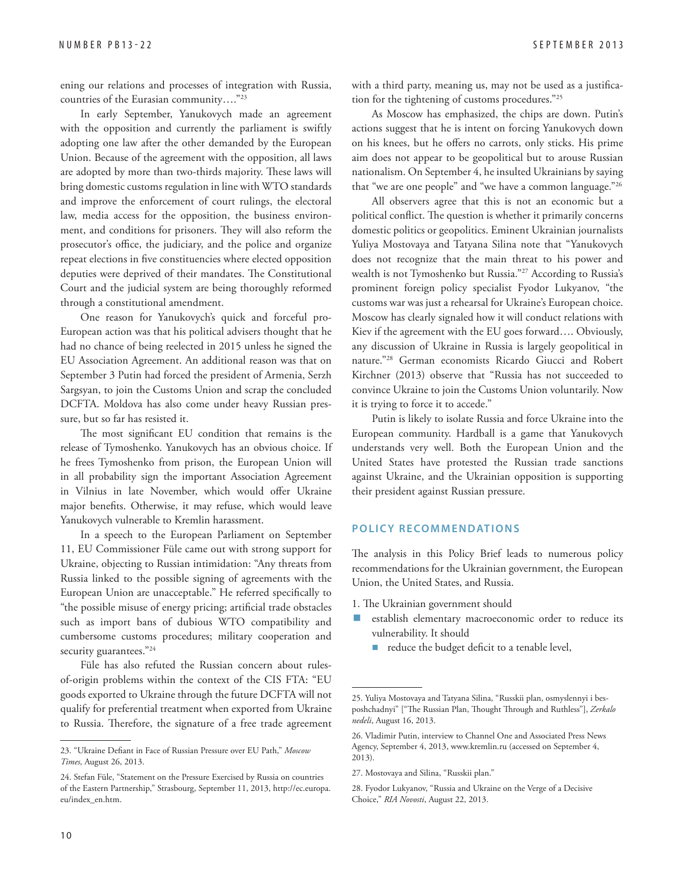ening our relations and processes of integration with Russia, countries of the Eurasian community…."[23]

In early September, Yanukovych made an agreement with the opposition and currently the parliament is swiftly adopting one law after the other demanded by the European Union. Because of the agreement with the opposition, all laws are adopted by more than two-thirds majority. These laws will bring domestic customs regulation in line with WTO standards and improve the enforcement of court rulings, the electoral law, media access for the opposition, the business environment, and conditions for prisoners. They will also reform the prosecutor's office, the judiciary, and the police and organize repeat elections in five constituencies where elected opposition deputies were deprived of their mandates. The Constitutional Court and the judicial system are being thoroughly reformed through a constitutional amendment.

One reason for Yanukovych's quick and forceful pro-European action was that his political advisers thought that he had no chance of being reelected in 2015 unless he signed the EU Association Agreement. An additional reason was that on September 3 Putin had forced the president of Armenia, Serzh Sargsyan, to join the Customs Union and scrap the concluded DCFTA. Moldova has also come under heavy Russian pressure, but so far has resisted it.

The most significant EU condition that remains is the release of Tymoshenko. Yanukovych has an obvious choice. If he frees Tymoshenko from prison, the European Union will in all probability sign the important Association Agreement in Vilnius in late November, which would offer Ukraine major benefits. Otherwise, it may refuse, which would leave Yanukovych vulnerable to Kremlin harassment.

In a speech to the European Parliament on September 11, EU Commissioner Füle came out with strong support for Ukraine, objecting to Russian intimidation: "Any threats from Russia linked to the possible signing of agreements with the European Union are unacceptable." He referred specifically to "the possible misuse of energy pricing; artificial trade obstacles such as import bans of dubious WTO compatibility and cumbersome customs procedures; military cooperation and security guarantees."[24]

Füle has also refuted the Russian concern about rules-of-origin problems within the context of the CIS FTA: "EU goods exported to Ukraine through the future DCFTA will not qualify for preferential treatment when exported from Ukraine to Russia. Therefore, the signature of a free trade agreement with a third party, meaning us, may not be used as a justification for the tightening of customs procedures."[25]

As Moscow has emphasized, the chips are down. Putin's actions suggest that he is intent on forcing Yanukovych down on his knees, but he offers no carrots, only sticks. His prime aim does not appear to be geopolitical but to arouse Russian nationalism. On September 4, he insulted Ukrainians by saying that "we are one people" and "we have a common language."[26]

All observers agree that this is not an economic but a political conflict. The question is whether it primarily concerns domestic politics or geopolitics. Eminent Ukrainian journalists Yuliya Mostovaya and Tatyana Silina note that "Yanukovych does not recognize that the main threat to his power and wealth is not Tymoshenko but Russia."[27] According to Russia's prominent foreign policy specialist Fyodor Lukyanov, "the customs war was just a rehearsal for Ukraine's European choice. Moscow has clearly signaled how it will conduct relations with Kiev if the agreement with the EU goes forward…. Obviously, any discussion of Ukraine in Russia is largely geopolitical in nature."[28] German economists Ricardo Giucci and Robert Kirchner (2013) observe that "Russia has not succeeded to convince Ukraine to join the Customs Union voluntarily. Now it is trying to force it to accede."

Putin is likely to isolate Russia and force Ukraine into the European community. Hardball is a game that Yanukovych understands very well. Both the European Union and the United States have protested the Russian trade sanctions against Ukraine, and the Ukrainian opposition is supporting their president against Russian pressure.

## POLICY RECOMMENDATIONS

The analysis in this Policy Brief leads to numerous policy recommendations for the Ukrainian government, the European Union, the United States, and Russia.

1. The Ukrainian government should
   - establish elementary macroeconomic order to reduce its vulnerability. It should
     - reduce the budget deficit to a tenable level,

---

23. "Ukraine Defiant in Face of Russian Pressure over EU Path," *Moscow Times*, August 26, 2013.

24. Stefan Füle, "Statement on the Pressure Exercised by Russia on countries of the Eastern Partnership," Strasbourg, September 11, 2013, http://ec.europa.eu/index_en.htm.

25. Yuliya Mostovaya and Tatyana Silina, "Russkii plan, osmyslennyi i besposhchadnyi" ["The Russian Plan, Thought Through and Ruthless"], *Zerkalo nedeli*, August 16, 2013.

26. Vladimir Putin, interview to Channel One and Associated Press News Agency, September 4, 2013, www.kremlin.ru (accessed on September 4, 2013).

27. Mostovaya and Silina, "Russkii plan."

28. Fyodor Lukyanov, "Russia and Ukraine on the Verge of a Decisive Choice," *RIA Novosti*, August 22, 2013.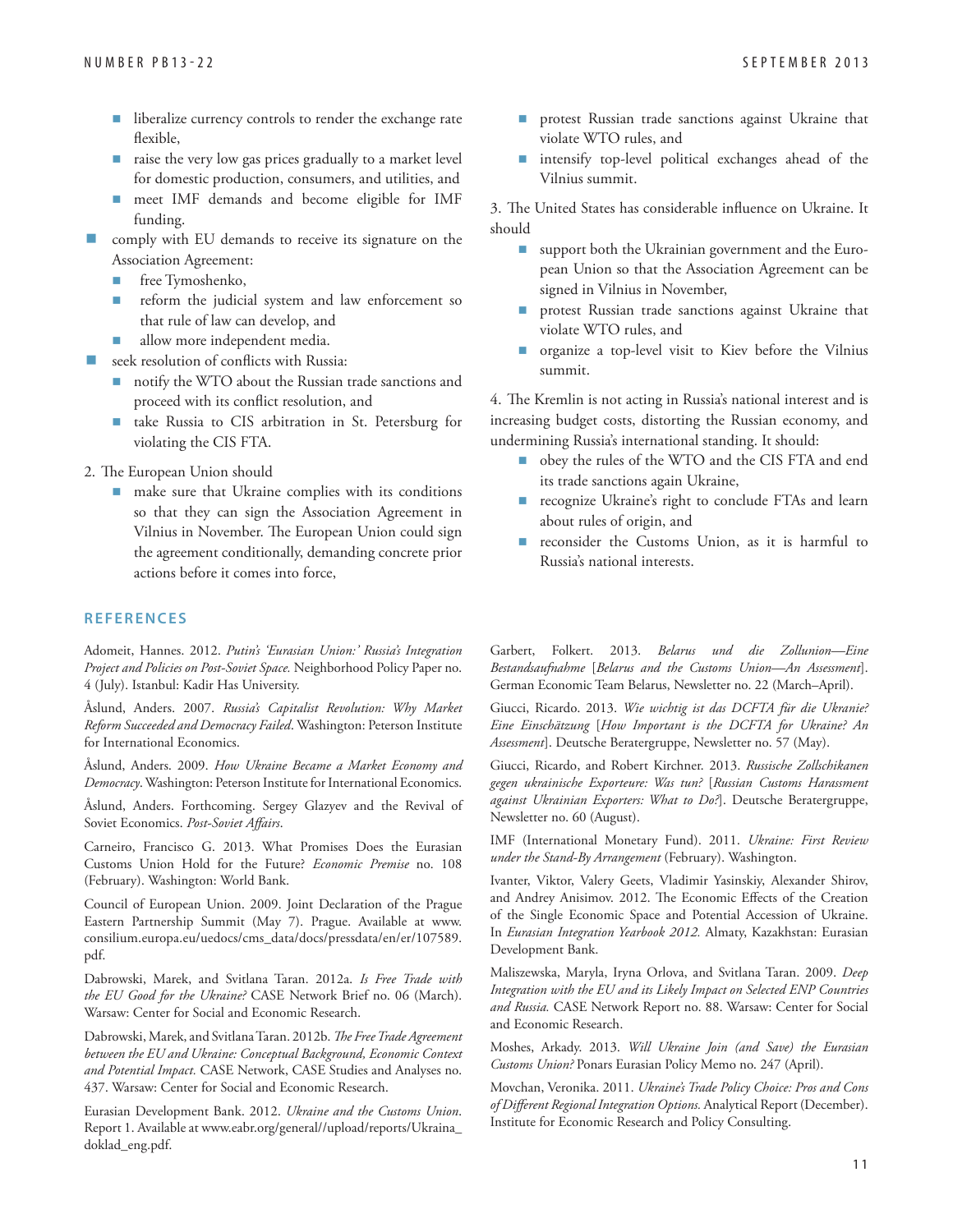- liberalize currency controls to render the exchange rate flexible,
  - raise the very low gas prices gradually to a market level for domestic production, consumers, and utilities, and
  - meet IMF demands and become eligible for IMF funding.
- comply with EU demands to receive its signature on the Association Agreement:
  - free Tymoshenko,
  - reform the judicial system and law enforcement so that rule of law can develop, and
  - allow more independent media.
- seek resolution of conflicts with Russia:
  - notify the WTO about the Russian trade sanctions and proceed with its conflict resolution, and
  - take Russia to CIS arbitration in St. Petersburg for violating the CIS FTA.

2. The European Union should
   - make sure that Ukraine complies with its conditions so that they can sign the Association Agreement in Vilnius in November. The European Union could sign the agreement conditionally, demanding concrete prior actions before it comes into force,
   - protest Russian trade sanctions against Ukraine that violate WTO rules, and
   - intensify top-level political exchanges ahead of the Vilnius summit.

3. The United States has considerable influence on Ukraine. It should
   - support both the Ukrainian government and the European Union so that the Association Agreement can be signed in Vilnius in November,
   - protest Russian trade sanctions against Ukraine that violate WTO rules, and
   - organize a top-level visit to Kiev before the Vilnius summit.

4. The Kremlin is not acting in Russia's national interest and is increasing budget costs, distorting the Russian economy, and undermining Russia's international standing. It should:
   - obey the rules of the WTO and the CIS FTA and end its trade sanctions again Ukraine,
   - recognize Ukraine's right to conclude FTAs and learn about rules of origin, and
   - reconsider the Customs Union, as it is harmful to Russia's national interests.

## REFERENCES

Adomeit, Hannes. 2012. *Putin's 'Eurasian Union:' Russia's Integration Project and Policies on Post-Soviet Space.* Neighborhood Policy Paper no. 4 (July). Istanbul: Kadir Has University.

Åslund, Anders. 2007. *Russia's Capitalist Revolution: Why Market Reform Succeeded and Democracy Failed*. Washington: Peterson Institute for International Economics.

Åslund, Anders. 2009. *How Ukraine Became a Market Economy and Democracy*. Washington: Peterson Institute for International Economics.

Åslund, Anders. Forthcoming. Sergey Glazyev and the Revival of Soviet Economics. *Post-Soviet Affairs*.

Carneiro, Francisco G. 2013. What Promises Does the Eurasian Customs Union Hold for the Future? *Economic Premise* no. 108 (February). Washington: World Bank.

Council of European Union. 2009. Joint Declaration of the Prague Eastern Partnership Summit (May 7). Prague. Available at www.consilium.europa.eu/uedocs/cms_data/docs/pressdata/en/er/107589.pdf.

Dabrowski, Marek, and Svitlana Taran. 2012a. *Is Free Trade with the EU Good for the Ukraine?* CASE Network Brief no. 06 (March). Warsaw: Center for Social and Economic Research.

Dabrowski, Marek, and Svitlana Taran. 2012b. *The Free Trade Agreement between the EU and Ukraine: Conceptual Background, Economic Context and Potential Impact.* CASE Network, CASE Studies and Analyses no. 437. Warsaw: Center for Social and Economic Research.

Eurasian Development Bank. 2012. *Ukraine and the Customs Union*. Report 1. Available at www.eabr.org/general//upload/reports/Ukraina_doklad_eng.pdf.

Garbert, Folkert. 2013. *Belarus und die Zollunion—Eine Bestandsaufnahme* [*Belarus and the Customs Union—An Assessment*]. German Economic Team Belarus, Newsletter no. 22 (March–April).

Giucci, Ricardo. 2013. *Wie wichtig ist das DCFTA für die Ukranie? Eine Einschätzung* [*How Important is the DCFTA for Ukraine? An Assessment*]. Deutsche Beratergruppe, Newsletter no. 57 (May).

Giucci, Ricardo, and Robert Kirchner. 2013. *Russische Zollschikanen gegen ukrainische Exporteure: Was tun?* [*Russian Customs Harassment against Ukrainian Exporters: What to Do?*]. Deutsche Beratergruppe, Newsletter no. 60 (August).

IMF (International Monetary Fund). 2011. *Ukraine: First Review under the Stand-By Arrangement* (February). Washington.

Ivanter, Viktor, Valery Geets, Vladimir Yasinskiy, Alexander Shirov, and Andrey Anisimov. 2012. The Economic Effects of the Creation of the Single Economic Space and Potential Accession of Ukraine. In *Eurasian Integration Yearbook 2012.* Almaty, Kazakhstan: Eurasian Development Bank.

Maliszewska, Maryla, Iryna Orlova, and Svitlana Taran. 2009. *Deep Integration with the EU and its Likely Impact on Selected ENP Countries and Russia.* CASE Network Report no. 88. Warsaw: Center for Social and Economic Research.

Moshes, Arkady. 2013. *Will Ukraine Join (and Save) the Eurasian Customs Union?* Ponars Eurasian Policy Memo no. 247 (April).

Movchan, Veronika. 2011. *Ukraine's Trade Policy Choice: Pros and Cons of Different Regional Integration Options.* Analytical Report (December). Institute for Economic Research and Policy Consulting.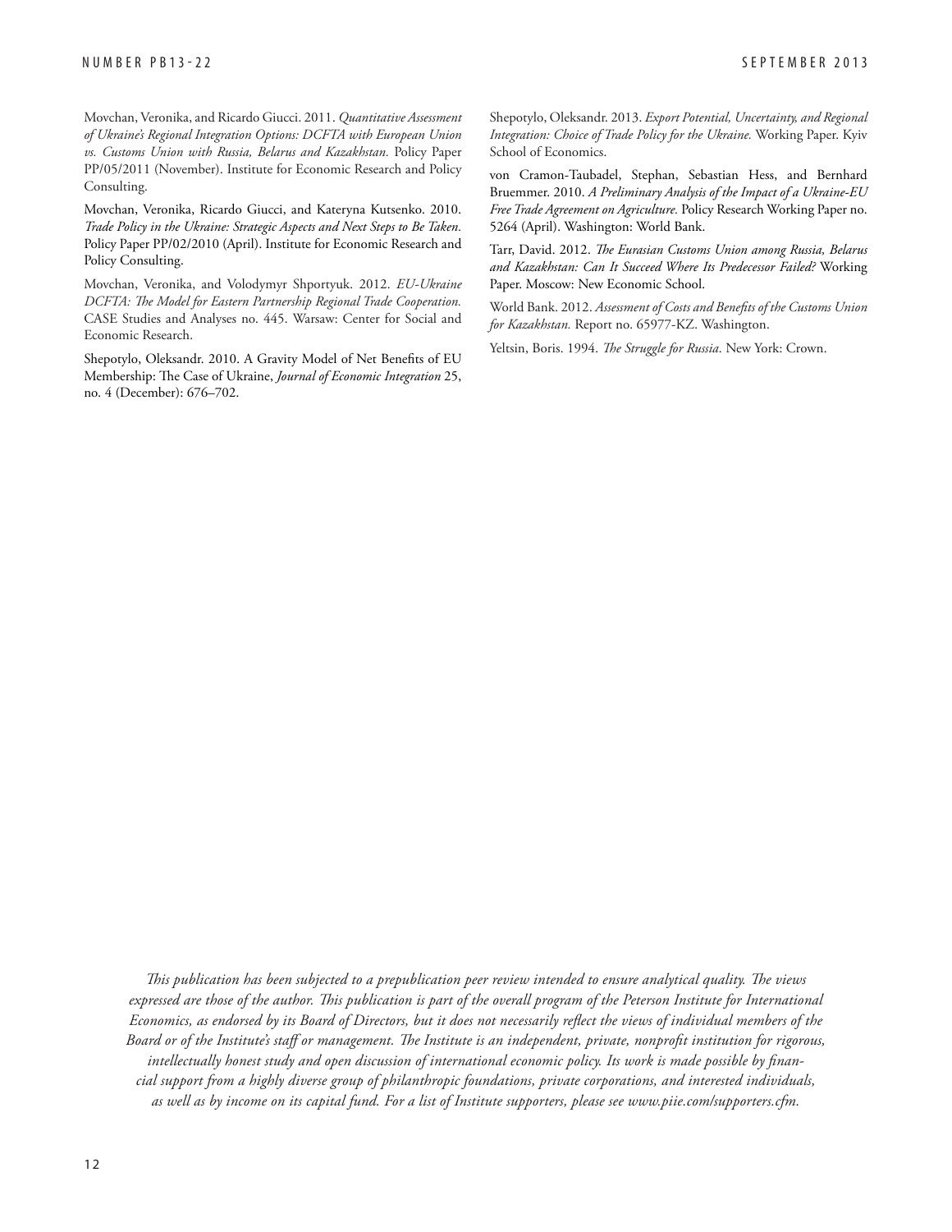Movchan, Veronika, and Ricardo Giucci. 2011. *Quantitative Assessment of Ukraine's Regional Integration Options: DCFTA with European Union vs. Customs Union with Russia, Belarus and Kazakhstan.* Policy Paper PP/05/2011 (November). Institute for Economic Research and Policy Consulting.

Movchan, Veronika, Ricardo Giucci, and Kateryna Kutsenko. 2010. *Trade Policy in the Ukraine: Strategic Aspects and Next Steps to Be Taken.* Policy Paper PP/02/2010 (April). Institute for Economic Research and Policy Consulting.

Movchan, Veronika, and Volodymyr Shportyuk. 2012. *EU-Ukraine DCFTA: The Model for Eastern Partnership Regional Trade Cooperation.* CASE Studies and Analyses no. 445. Warsaw: Center for Social and Economic Research.

Shepotylo, Oleksandr. 2010. A Gravity Model of Net Benefits of EU Membership: The Case of Ukraine, *Journal of Economic Integration* 25, no. 4 (December): 676–702.

Shepotylo, Oleksandr. 2013. *Export Potential, Uncertainty, and Regional Integration: Choice of Trade Policy for the Ukraine.* Working Paper. Kyiv School of Economics.

von Cramon-Taubadel, Stephan, Sebastian Hess, and Bernhard Bruemmer. 2010. *A Preliminary Analysis of the Impact of a Ukraine-EU Free Trade Agreement on Agriculture.* Policy Research Working Paper no. 5264 (April). Washington: World Bank.

Tarr, David. 2012. *The Eurasian Customs Union among Russia, Belarus and Kazakhstan: Can It Succeed Where Its Predecessor Failed?* Working Paper. Moscow: New Economic School.

World Bank. 2012. *Assessment of Costs and Benefits of the Customs Union for Kazakhstan.* Report no. 65977-KZ. Washington.

Yeltsin, Boris. 1994. *The Struggle for Russia*. New York: Crown.

*This publication has been subjected to a prepublication peer review intended to ensure analytical quality. The views expressed are those of the author. This publication is part of the overall program of the Peterson Institute for International Economics, as endorsed by its Board of Directors, but it does not necessarily reflect the views of individual members of the Board or of the Institute's staff or management. The Institute is an independent, private, nonprofit institution for rigorous, intellectually honest study and open discussion of international economic policy. Its work is made possible by financial support from a highly diverse group of philanthropic foundations, private corporations, and interested individuals, as well as by income on its capital fund. For a list of Institute supporters, please see www.piie.com/supporters.cfm.*